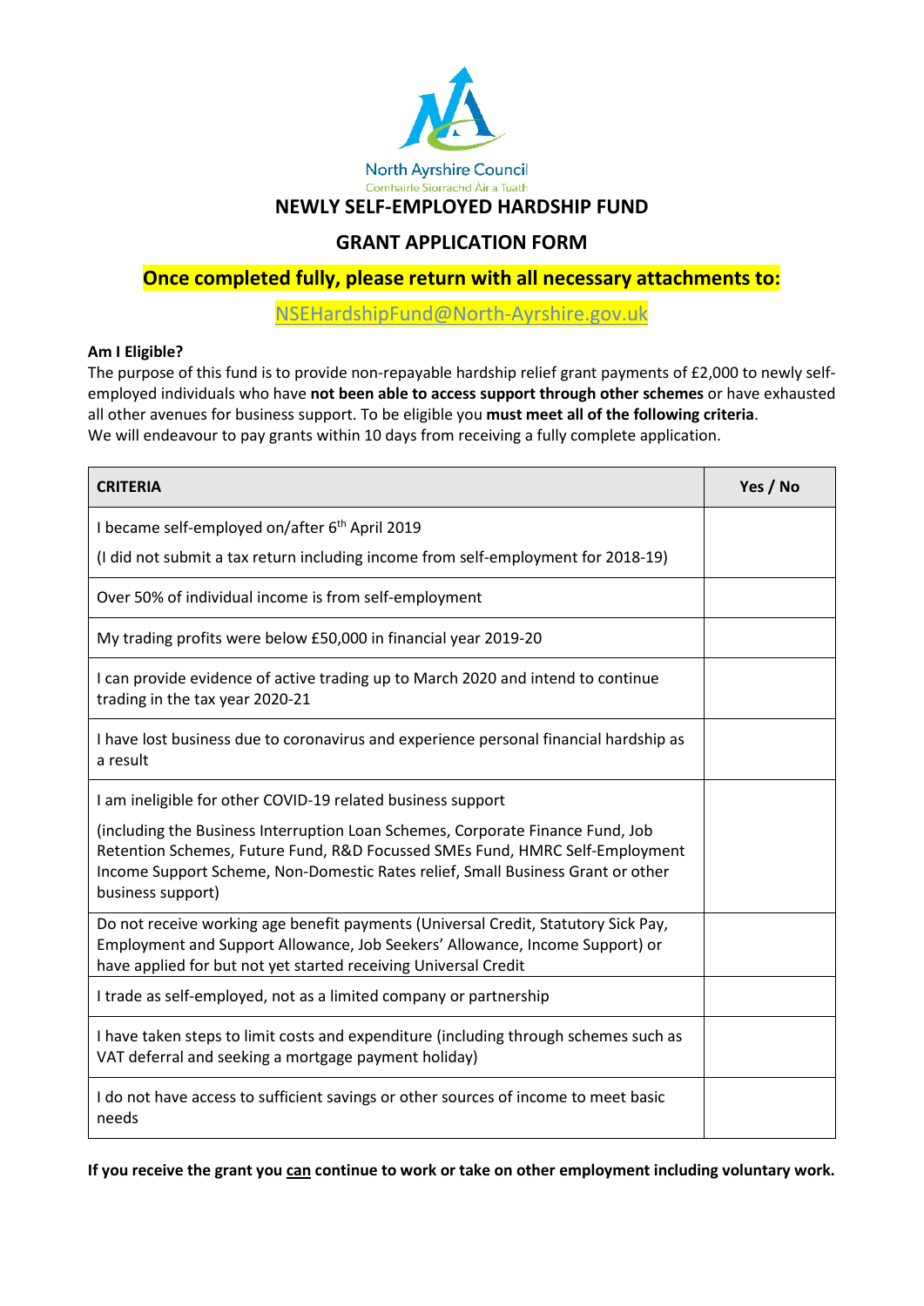North Ayrshire Council
Comhairle Siorrachd Àir a Tuath

# NEWLY SELF-EMPLOYED HARDSHIP FUND

## GRANT APPLICATION FORM

**Once completed fully, please return with all necessary attachments to:**

NSEHardshipFund@North-Ayrshire.gov.uk

**Am I Eligible?**

The purpose of this fund is to provide non-repayable hardship relief grant payments of £2,000 to newly self-employed individuals who have **not been able to access support through other schemes** or have exhausted all other avenues for business support. To be eligible you **must meet all of the following criteria**.
We will endeavour to pay grants within 10 days from receiving a fully complete application.

| CRITERIA | Yes / No |
|---|---|
| I became self-employed on/after 6th April 2019<br><br>(I did not submit a tax return including income from self-employment for 2018-19) | |
| Over 50% of individual income is from self-employment | |
| My trading profits were below £50,000 in financial year 2019-20 | |
| I can provide evidence of active trading up to March 2020 and intend to continue trading in the tax year 2020-21 | |
| I have lost business due to coronavirus and experience personal financial hardship as a result | |
| I am ineligible for other COVID-19 related business support<br><br>(including the Business Interruption Loan Schemes, Corporate Finance Fund, Job Retention Schemes, Future Fund, R&D Focussed SMEs Fund, HMRC Self-Employment Income Support Scheme, Non-Domestic Rates relief, Small Business Grant or other business support) | |
| Do not receive working age benefit payments (Universal Credit, Statutory Sick Pay, Employment and Support Allowance, Job Seekers' Allowance, Income Support) or have applied for but not yet started receiving Universal Credit | |
| I trade as self-employed, not as a limited company or partnership | |
| I have taken steps to limit costs and expenditure (including through schemes such as VAT deferral and seeking a mortgage payment holiday) | |
| I do not have access to sufficient savings or other sources of income to meet basic needs | |

**If you receive the grant you can continue to work or take on other employment including voluntary work.**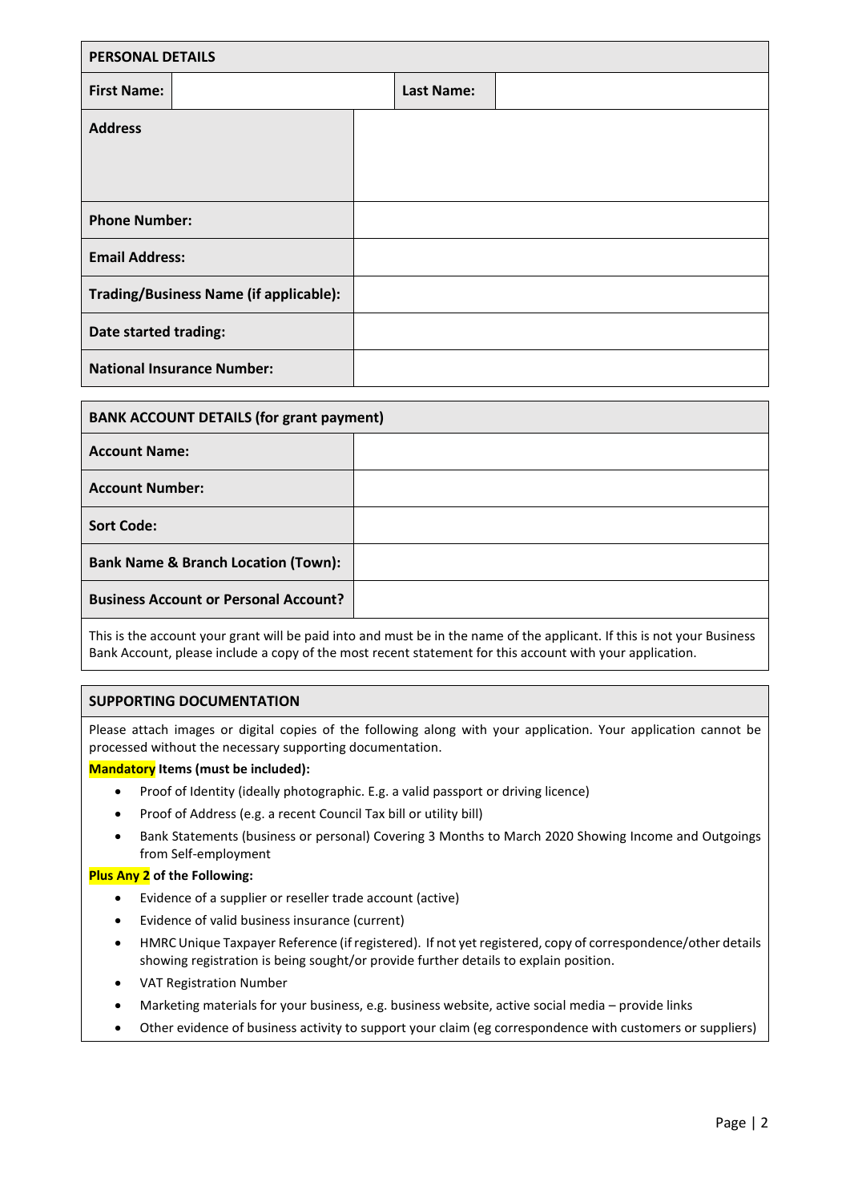| PERSONAL DETAILS | | | |
|---|---|---|---|
| **First Name:** | | **Last Name:** | |

| | |
|---|---|
| **Address** | |
| **Phone Number:** | |
| **Email Address:** | |
| **Trading/Business Name (if applicable):** | |
| **Date started trading:** | |
| **National Insurance Number:** | |

| BANK ACCOUNT DETAILS (for grant payment) | |
|---|---|
| **Account Name:** | |
| **Account Number:** | |
| **Sort Code:** | |
| **Bank Name & Branch Location (Town):** | |
| **Business Account or Personal Account?** | |

This is the account your grant will be paid into and must be in the name of the applicant. If this is not your Business Bank Account, please include a copy of the most recent statement for this account with your application.

## SUPPORTING DOCUMENTATION

Please attach images or digital copies of the following along with your application. Your application cannot be processed without the necessary supporting documentation.

**Mandatory Items (must be included):**

- Proof of Identity (ideally photographic. E.g. a valid passport or driving licence)
- Proof of Address (e.g. a recent Council Tax bill or utility bill)
- Bank Statements (business or personal) Covering 3 Months to March 2020 Showing Income and Outgoings from Self-employment

**Plus Any 2 of the Following:**

- Evidence of a supplier or reseller trade account (active)
- Evidence of valid business insurance (current)
- HMRC Unique Taxpayer Reference (if registered). If not yet registered, copy of correspondence/other details showing registration is being sought/or provide further details to explain position.
- VAT Registration Number
- Marketing materials for your business, e.g. business website, active social media – provide links
- Other evidence of business activity to support your claim (eg correspondence with customers or suppliers)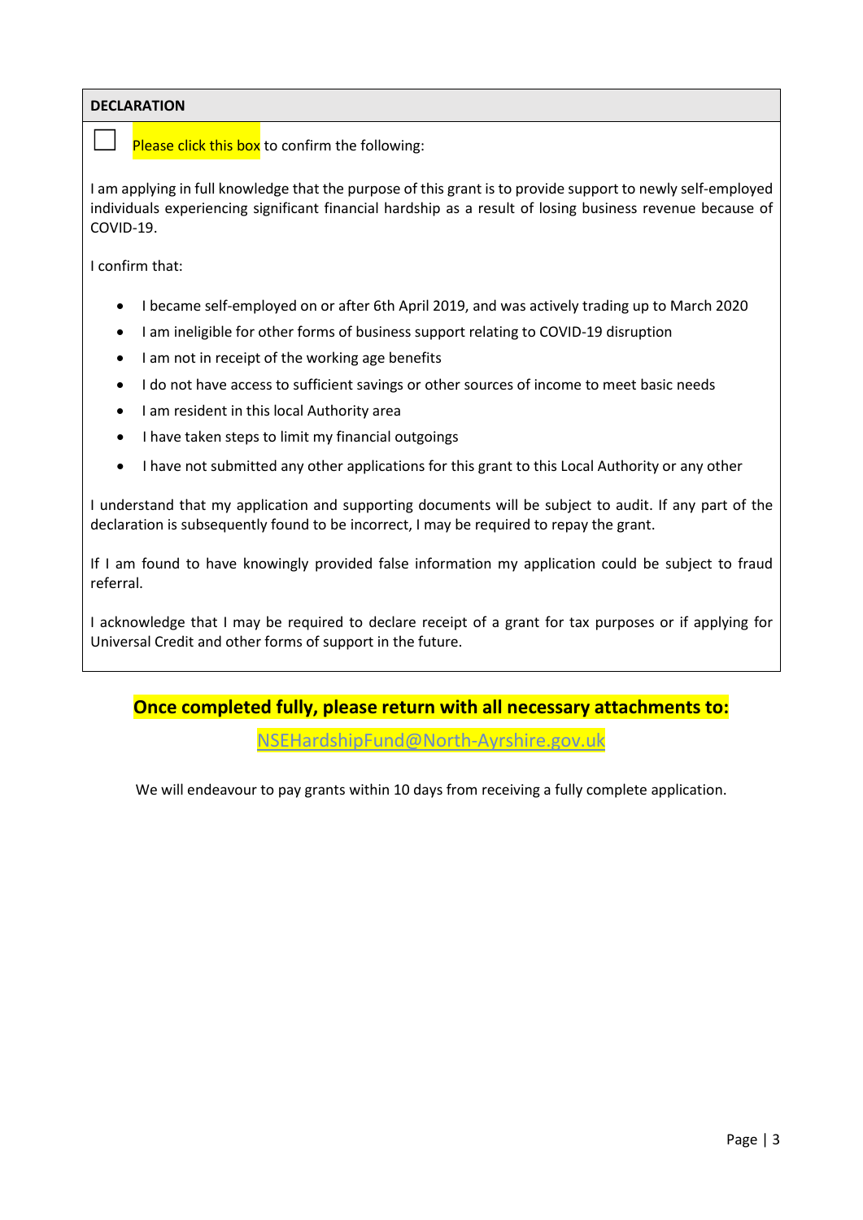**DECLARATION**

☐ Please click this box to confirm the following:

I am applying in full knowledge that the purpose of this grant is to provide support to newly self-employed individuals experiencing significant financial hardship as a result of losing business revenue because of COVID-19.

I confirm that:

- I became self-employed on or after 6th April 2019, and was actively trading up to March 2020
- I am ineligible for other forms of business support relating to COVID-19 disruption
- I am not in receipt of the working age benefits
- I do not have access to sufficient savings or other sources of income to meet basic needs
- I am resident in this local Authority area
- I have taken steps to limit my financial outgoings
- I have not submitted any other applications for this grant to this Local Authority or any other

I understand that my application and supporting documents will be subject to audit. If any part of the declaration is subsequently found to be incorrect, I may be required to repay the grant.

If I am found to have knowingly provided false information my application could be subject to fraud referral.

I acknowledge that I may be required to declare receipt of a grant for tax purposes or if applying for Universal Credit and other forms of support in the future.

**Once completed fully, please return with all necessary attachments to:**

NSEHardshipFund@North-Ayrshire.gov.uk

We will endeavour to pay grants within 10 days from receiving a fully complete application.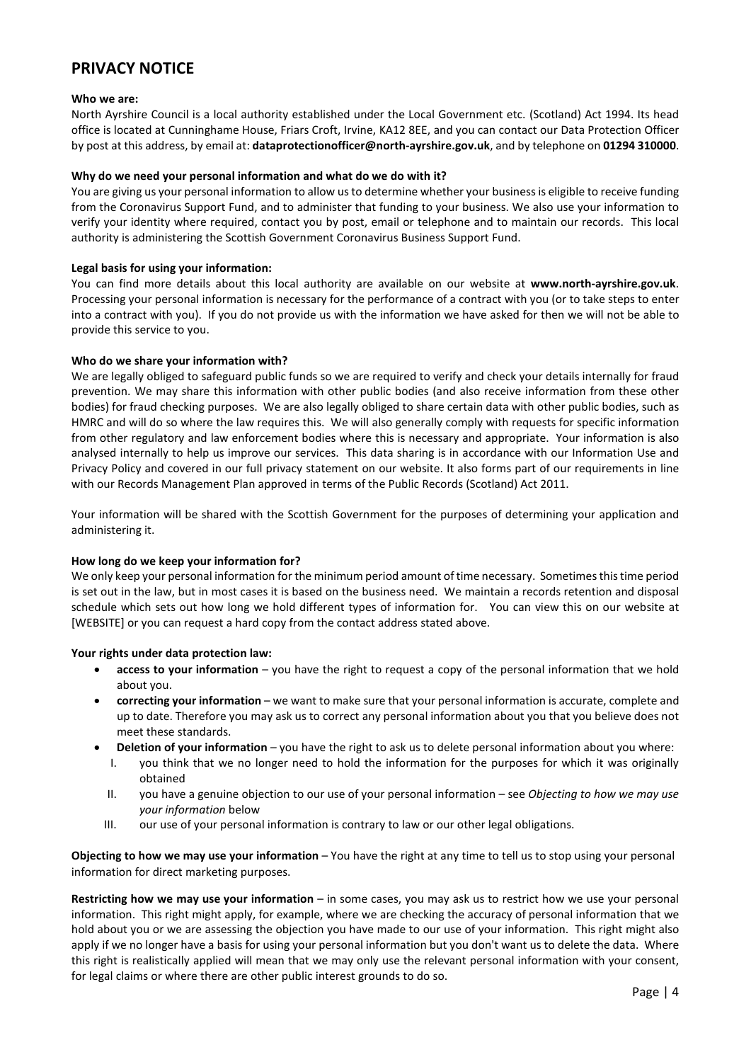# PRIVACY NOTICE

**Who we are:**

North Ayrshire Council is a local authority established under the Local Government etc. (Scotland) Act 1994. Its head office is located at Cunninghame House, Friars Croft, Irvine, KA12 8EE, and you can contact our Data Protection Officer by post at this address, by email at: **dataprotectionofficer@north-ayrshire.gov.uk**, and by telephone on **01294 310000**.

**Why do we need your personal information and what do we do with it?**

You are giving us your personal information to allow us to determine whether your business is eligible to receive funding from the Coronavirus Support Fund, and to administer that funding to your business. We also use your information to verify your identity where required, contact you by post, email or telephone and to maintain our records. This local authority is administering the Scottish Government Coronavirus Business Support Fund.

**Legal basis for using your information:**

You can find more details about this local authority are available on our website at **www.north-ayrshire.gov.uk**. Processing your personal information is necessary for the performance of a contract with you (or to take steps to enter into a contract with you). If you do not provide us with the information we have asked for then we will not be able to provide this service to you.

**Who do we share your information with?**

We are legally obliged to safeguard public funds so we are required to verify and check your details internally for fraud prevention. We may share this information with other public bodies (and also receive information from these other bodies) for fraud checking purposes. We are also legally obliged to share certain data with other public bodies, such as HMRC and will do so where the law requires this. We will also generally comply with requests for specific information from other regulatory and law enforcement bodies where this is necessary and appropriate. Your information is also analysed internally to help us improve our services. This data sharing is in accordance with our Information Use and Privacy Policy and covered in our full privacy statement on our website. It also forms part of our requirements in line with our Records Management Plan approved in terms of the Public Records (Scotland) Act 2011.

Your information will be shared with the Scottish Government for the purposes of determining your application and administering it.

**How long do we keep your information for?**

We only keep your personal information for the minimum period amount of time necessary. Sometimes this time period is set out in the law, but in most cases it is based on the business need. We maintain a records retention and disposal schedule which sets out how long we hold different types of information for. You can view this on our website at [WEBSITE] or you can request a hard copy from the contact address stated above.

**Your rights under data protection law:**

- **access to your information** – you have the right to request a copy of the personal information that we hold about you.
- **correcting your information** – we want to make sure that your personal information is accurate, complete and up to date. Therefore you may ask us to correct any personal information about you that you believe does not meet these standards.
- **Deletion of your information** – you have the right to ask us to delete personal information about you where:
  I. you think that we no longer need to hold the information for the purposes for which it was originally obtained
  II. you have a genuine objection to our use of your personal information – see *Objecting to how we may use your information* below
  III. our use of your personal information is contrary to law or our other legal obligations.

**Objecting to how we may use your information** – You have the right at any time to tell us to stop using your personal information for direct marketing purposes.

**Restricting how we may use your information** – in some cases, you may ask us to restrict how we use your personal information. This right might apply, for example, where we are checking the accuracy of personal information that we hold about you or we are assessing the objection you have made to our use of your information. This right might also apply if we no longer have a basis for using your personal information but you don't want us to delete the data. Where this right is realistically applied will mean that we may only use the relevant personal information with your consent, for legal claims or where there are other public interest grounds to do so.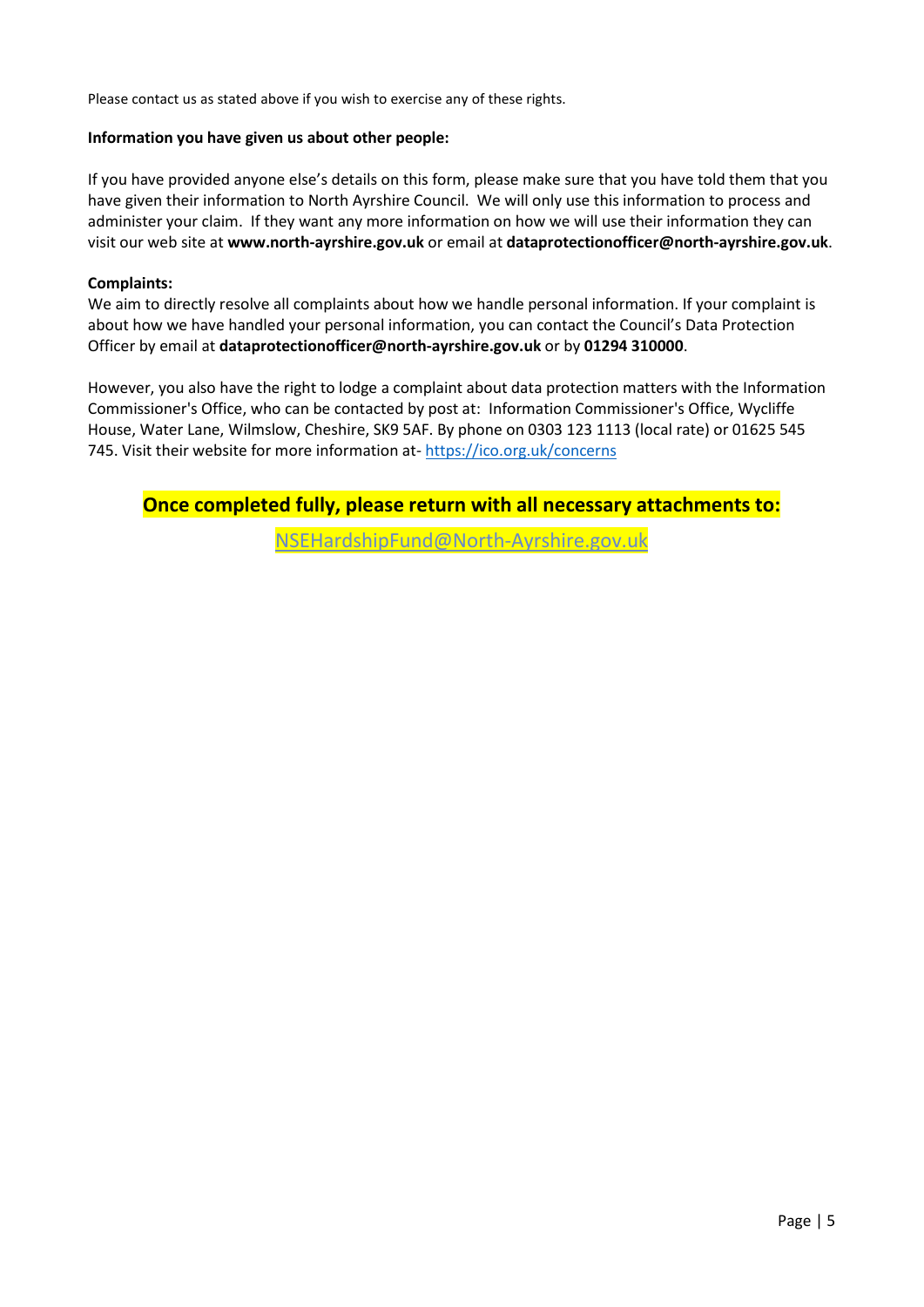Please contact us as stated above if you wish to exercise any of these rights.

**Information you have given us about other people:**

If you have provided anyone else's details on this form, please make sure that you have told them that you have given their information to North Ayrshire Council. We will only use this information to process and administer your claim. If they want any more information on how we will use their information they can visit our web site at **www.north-ayrshire.gov.uk** or email at **dataprotectionofficer@north-ayrshire.gov.uk**.

**Complaints:**
We aim to directly resolve all complaints about how we handle personal information. If your complaint is about how we have handled your personal information, you can contact the Council's Data Protection Officer by email at **dataprotectionofficer@north-ayrshire.gov.uk** or by **01294 310000**.

However, you also have the right to lodge a complaint about data protection matters with the Information Commissioner's Office, who can be contacted by post at: Information Commissioner's Office, Wycliffe House, Water Lane, Wilmslow, Cheshire, SK9 5AF. By phone on 0303 123 1113 (local rate) or 01625 545 745. Visit their website for more information at- [https://ico.org.uk/concerns](https://ico.org.uk/concerns)

**Once completed fully, please return with all necessary attachments to:**

[NSEHardshipFund@North-Ayrshire.gov.uk](mailto:NSEHardshipFund@North-Ayrshire.gov.uk)